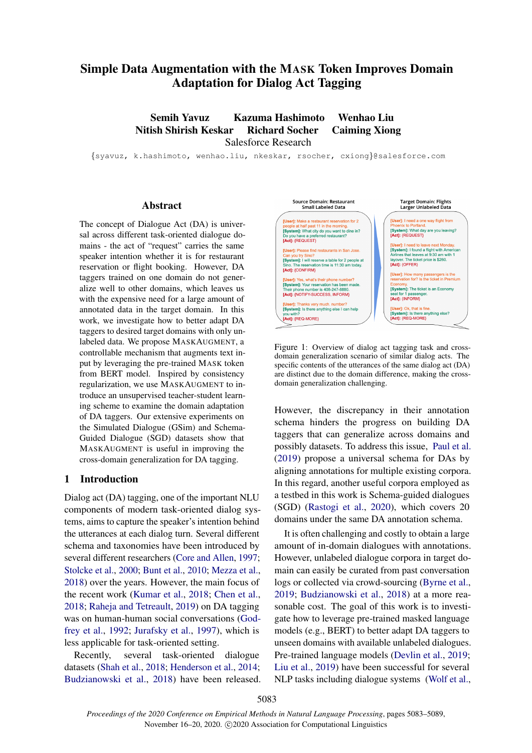# Simple Data Augmentation with the MASK Token Improves Domain Adaptation for Dialog Act Tagging

**Semih Yavuz Kazuma Hashimoto Wenhao Liu**
**Nitish Shirish Keskar Richard Socher Caiming Xiong**
Salesforce Research

{syavuz, k.hashimoto, wenhao.liu, nkeskar, rsocher, cxiong}@salesforce.com

## Abstract

The concept of Dialogue Act (DA) is universal across different task-oriented dialogue domains - the act of "request" carries the same speaker intention whether it is for restaurant reservation or flight booking. However, DA taggers trained on one domain do not generalize well to other domains, which leaves us with the expensive need for a large amount of annotated data in the target domain. In this work, we investigate how to better adapt DA taggers to desired target domains with only unlabeled data. We propose MASKAUGMENT, a controllable mechanism that augments text input by leveraging the pre-trained MASK token from BERT model. Inspired by consistency regularization, we use MASKAUGMENT to introduce an unsupervised teacher-student learning scheme to examine the domain adaptation of DA taggers. Our extensive experiments on the Simulated Dialogue (GSim) and Schema-Guided Dialogue (SGD) datasets show that MASKAUGMENT is useful in improving the cross-domain generalization for DA tagging.

## 1 Introduction

Dialog act (DA) tagging, one of the important NLU components of modern task-oriented dialog systems, aims to capture the speaker's intention behind the utterances at each dialog turn. Several different schema and taxonomies have been introduced by several different researchers (Core and Allen, 1997; Stolcke et al., 2000; Bunt et al., 2010; Mezza et al., 2018) over the years. However, the main focus of the recent work (Kumar et al., 2018; Chen et al., 2018; Raheja and Tetreault, 2019) on DA tagging was on human-human social conversations (Godfrey et al., 1992; Jurafsky et al., 1997), which is less applicable for task-oriented setting.

Recently, several task-oriented dialogue datasets (Shah et al., 2018; Henderson et al., 2014; Budzianowski et al., 2018) have been released. However, the discrepancy in their annotation schema hinders the progress on building DA taggers that can generalize across domains and possibly datasets. To address this issue, Paul et al. (2019) propose a universal schema for DAs by aligning annotations for multiple existing corpora. In this regard, another useful corpora employed as a testbed in this work is Schema-guided dialogues (SGD) (Rastogi et al., 2020), which covers 20 domains under the same DA annotation schema.

Source Domain: Restaurant
Small Labeled Data

[User]: Make a restaurant reservation for 2 people at half past 11 in the morning.
[System]: What city do you want to dine in? Do you have a preferred restaurant?
[Act]: {REQUEST}

[User]: Please find restaurants in San Jose. Can you try Sino?
[System]: I will reserve a table for 2 people at Sino. The reservation time is 11:30 am today.
[Act]: {CONFIRM}

[User]: Yes, what's their phone number?
[System]: Your reservation has been made. Their phone number is 408-247-8880.
[Act]: {NOTIFY-SUCCESS, INFORM}

[User]: Thanks very much. number?
[System]: Is there anything else I can help you with?
[Act]: {REQ-MORE}

Target Domain: Flights
Larger Unlabeled Data

[User]: I need a one way flight from Phoenix to Portland.
[System]: What day are you leaving?
[Act]: {REQUEST}

[User]: I need to leave next Monday.
[System]: I found a flight with American Airlines that leaves at 9:30 am with 1 layover. The ticket price is $260.
[Act]: {OFFER}

[User]: How many passengers is the reservation for? Is the ticket in Premium Economy.
[System]: The ticket is an Economy seat for 1 passenger.
[Act]: {INFORM}

[User]: Ok, that is fine.
[System]: Is there anything else?
[Act]: {REQ-MORE}

Figure 1: Overview of dialog act tagging task and cross-domain generalization scenario of similar dialog acts. The specific contents of the utterances of the same dialog act (DA) are distinct due to the domain difference, making the cross-domain generalization challenging.

It is often challenging and costly to obtain a large amount of in-domain dialogues with annotations. However, unlabeled dialogue corpora in target domain can easily be curated from past conversation logs or collected via crowd-sourcing (Byrne et al., 2019; Budzianowski et al., 2018) at a more reasonable cost. The goal of this work is to investigate how to leverage pre-trained masked language models (e.g., BERT) to better adapt DA taggers to unseen domains with available unlabeled dialogues. Pre-trained language models (Devlin et al., 2019; Liu et al., 2019) have been successful for several NLP tasks including dialogue systems (Wolf et al.,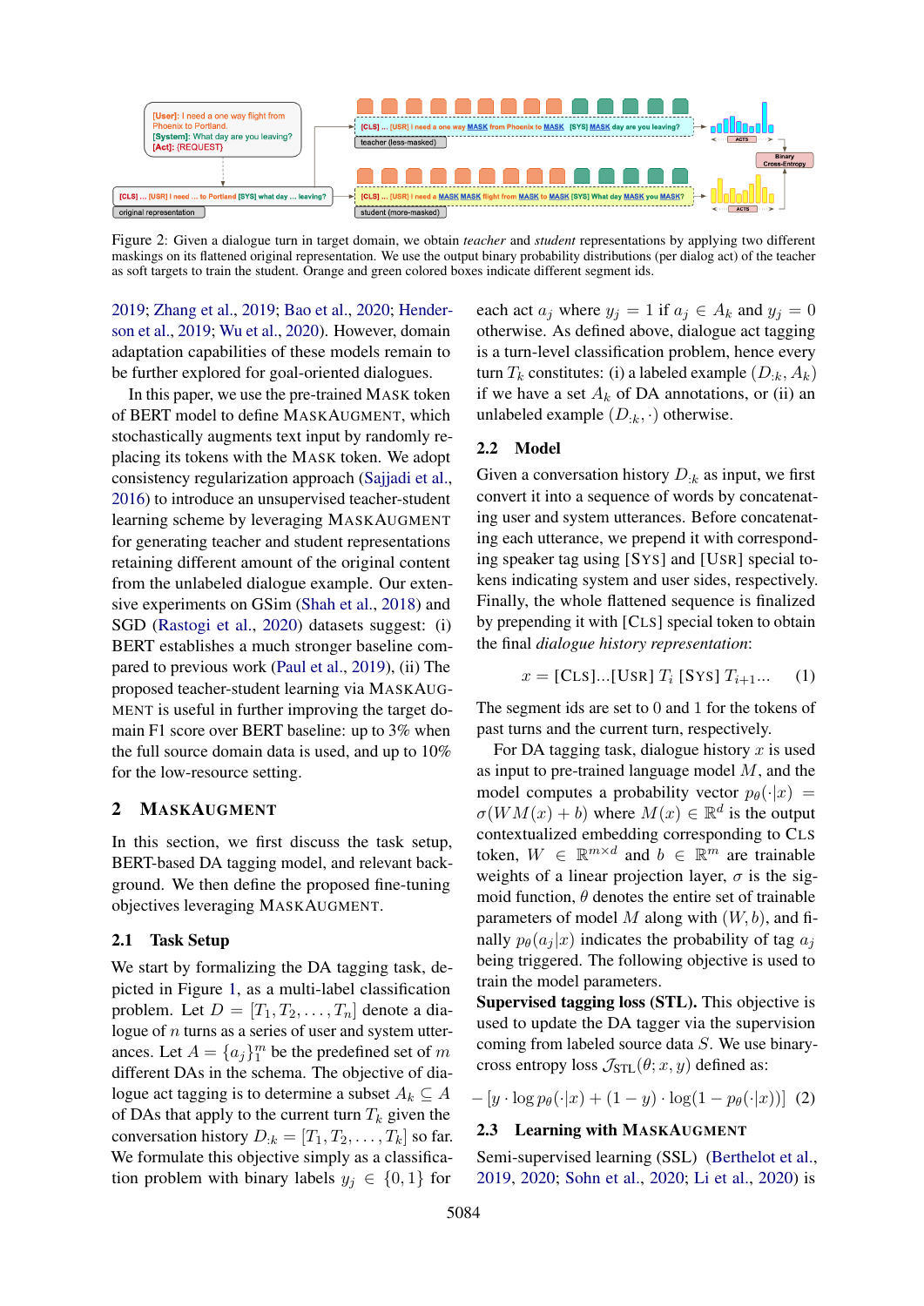Figure 2: Given a dialogue turn in target domain, we obtain *teacher* and *student* representations by applying two different maskings on its flattened original representation. We use the output binary probability distributions (per dialog act) of the teacher as soft targets to train the student. Orange and green colored boxes indicate different segment ids.

2019; Zhang et al., 2019; Bao et al., 2020; Henderson et al., 2019; Wu et al., 2020). However, domain adaptation capabilities of these models remain to be further explored for goal-oriented dialogues.

In this paper, we use the pre-trained MASK token of BERT model to define MASKAUGMENT, which stochastically augments text input by randomly replacing its tokens with the MASK token. We adopt consistency regularization approach (Sajjadi et al., 2016) to introduce an unsupervised teacher-student learning scheme by leveraging MASKAUGMENT for generating teacher and student representations retaining different amount of the original content from the unlabeled dialogue example. Our extensive experiments on GSim (Shah et al., 2018) and SGD (Rastogi et al., 2020) datasets suggest: (i) BERT establishes a much stronger baseline compared to previous work (Paul et al., 2019), (ii) The proposed teacher-student learning via MASKAUGMENT is useful in further improving the target domain F1 score over BERT baseline: up to 3% when the full source domain data is used, and up to 10% for the low-resource setting.

## 2 MASKAUGMENT

In this section, we first discuss the task setup, BERT-based DA tagging model, and relevant background. We then define the proposed fine-tuning objectives leveraging MASKAUGMENT.

### 2.1 Task Setup

We start by formalizing the DA tagging task, depicted in Figure 1, as a multi-label classification problem. Let $D = [T_1, T_2, \ldots, T_n]$ denote a dialogue of $n$ turns as a series of user and system utterances. Let $A = \{a_j\}_1^m$ be the predefined set of $m$ different DAs in the schema. The objective of dialogue act tagging is to determine a subset $A_k \subseteq A$ of DAs that apply to the current turn $T_k$ given the conversation history $D_{:k} = [T_1, T_2, \ldots, T_k]$ so far. We formulate this objective simply as a classification problem with binary labels $y_j \in \{0, 1\}$ for each act $a_j$ where $y_j = 1$ if $a_j \in A_k$ and $y_j = 0$ otherwise. As defined above, dialogue act tagging is a turn-level classification problem, hence every turn $T_k$ constitutes: (i) a labeled example $(D_{:k}, A_k)$ if we have a set $A_k$ of DA annotations, or (ii) an unlabeled example $(D_{:k}, \cdot)$ otherwise.

### 2.2 Model

Given a conversation history $D_{:k}$ as input, we first convert it into a sequence of words by concatenating user and system utterances. Before concatenating each utterance, we prepend it with corresponding speaker tag using [SYS] and [USR] special tokens indicating system and user sides, respectively. Finally, the whole flattened sequence is finalized by prepending it with [CLS] special token to obtain the final *dialogue history representation*:

$$x = \text{[CLS]...[USR]}\ T_i\ \text{[SYS]}\ T_{i+1}\ldots \quad (1)$$

The segment ids are set to 0 and 1 for the tokens of past turns and the current turn, respectively.

For DA tagging task, dialogue history $x$ is used as input to pre-trained language model $M$, and the model computes a probability vector $p_\theta(\cdot|x) = \sigma(WM(x) + b)$ where $M(x) \in \mathbb{R}^d$ is the output contextualized embedding corresponding to CLS token, $W \in \mathbb{R}^{m \times d}$ and $b \in \mathbb{R}^m$ are trainable weights of a linear projection layer, $\sigma$ is the sigmoid function, $\theta$ denotes the entire set of trainable parameters of model $M$ along with $(W, b)$, and finally $p_\theta(a_j|x)$ indicates the probability of tag $a_j$ being triggered. The following objective is used to train the model parameters.

**Supervised tagging loss (STL).** This objective is used to update the DA tagger via the supervision coming from labeled source data $S$. We use binary-cross entropy loss $\mathcal{J}_{\text{STL}}(\theta; x, y)$ defined as:

$$-\left[y \cdot \log p_\theta(\cdot|x) + (1 - y) \cdot \log(1 - p_\theta(\cdot|x))\right] \quad (2)$$

### 2.3 Learning with MASKAUGMENT

Semi-supervised learning (SSL) (Berthelot et al., 2019, 2020; Sohn et al., 2020; Li et al., 2020) is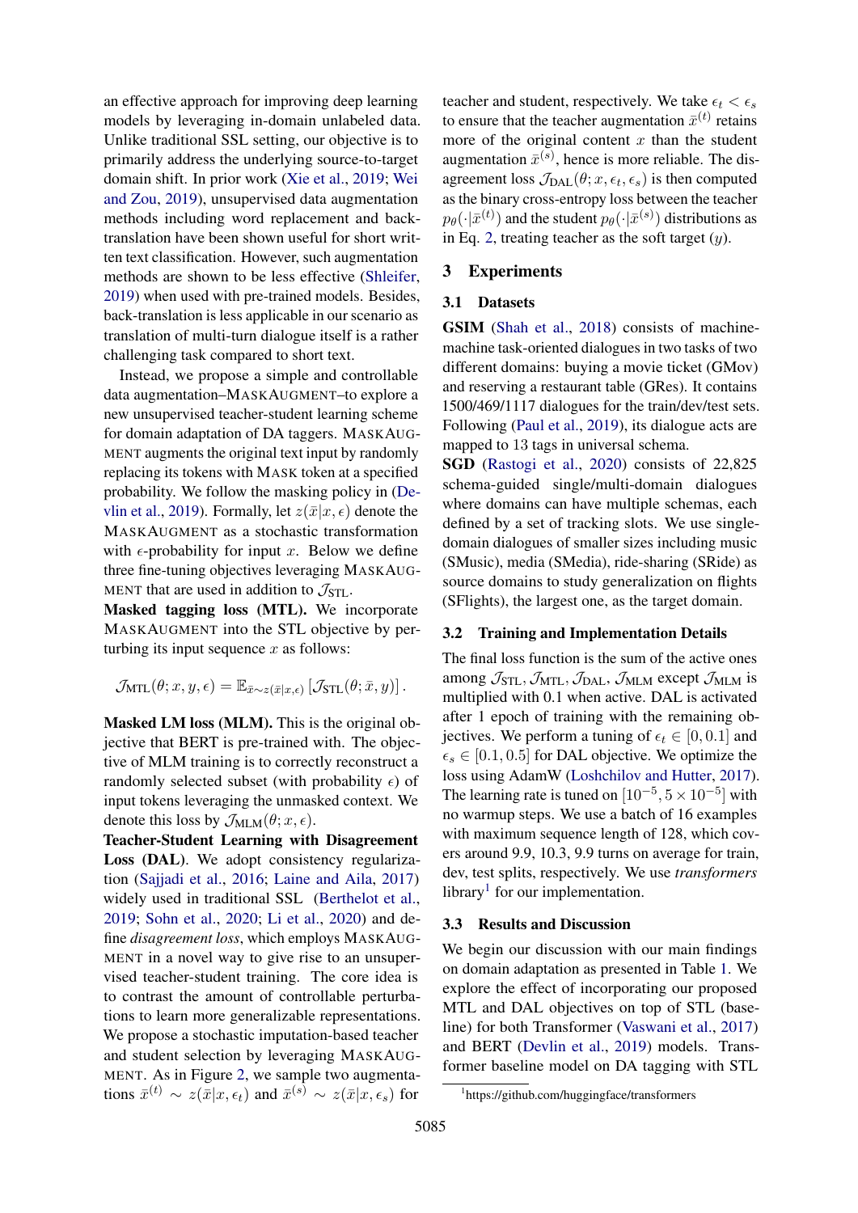an effective approach for improving deep learning models by leveraging in-domain unlabeled data. Unlike traditional SSL setting, our objective is to primarily address the underlying source-to-target domain shift. In prior work (Xie et al., 2019; Wei and Zou, 2019), unsupervised data augmentation methods including word replacement and back-translation have been shown useful for short written text classification. However, such augmentation methods are shown to be less effective (Shleifer, 2019) when used with pre-trained models. Besides, back-translation is less applicable in our scenario as translation of multi-turn dialogue itself is a rather challenging task compared to short text.

Instead, we propose a simple and controllable data augmentation–MASKAUGMENT–to explore a new unsupervised teacher-student learning scheme for domain adaptation of DA taggers. MASKAUGMENT augments the original text input by randomly replacing its tokens with MASK token at a specified probability. We follow the masking policy in (Devlin et al., 2019). Formally, let $z(\bar{x}|x, \epsilon)$ denote the MASKAUGMENT as a stochastic transformation with $\epsilon$-probability for input $x$. Below we define three fine-tuning objectives leveraging MASKAUGMENT that are used in addition to $\mathcal{J}_{\text{STL}}$.

**Masked tagging loss (MTL).** We incorporate MASKAUGMENT into the STL objective by perturbing its input sequence $x$ as follows:

$$\mathcal{J}_{\text{MTL}}(\theta; x, y, \epsilon) = \mathbb{E}_{\bar{x} \sim z(\bar{x}|x,\epsilon)} \left[ \mathcal{J}_{\text{STL}}(\theta; \bar{x}, y) \right].$$

**Masked LM loss (MLM).** This is the original objective that BERT is pre-trained with. The objective of MLM training is to correctly reconstruct a randomly selected subset (with probability $\epsilon$) of input tokens leveraging the unmasked context. We denote this loss by $\mathcal{J}_{\text{MLM}}(\theta; x, \epsilon)$.

**Teacher-Student Learning with Disagreement Loss (DAL).** We adopt consistency regularization (Sajjadi et al., 2016; Laine and Aila, 2017) widely used in traditional SSL (Berthelot et al., 2019; Sohn et al., 2020; Li et al., 2020) and define *disagreement loss*, which employs MASKAUGMENT in a novel way to give rise to an unsupervised teacher-student training. The core idea is to contrast the amount of controllable perturbations to learn more generalizable representations. We propose a stochastic imputation-based teacher and student selection by leveraging MASKAUGMENT. As in Figure 2, we sample two augmentations $\bar{x}^{(t)} \sim z(\bar{x}|x, \epsilon_t)$ and $\bar{x}^{(s)} \sim z(\bar{x}|x, \epsilon_s)$ for teacher and student, respectively. We take $\epsilon_t < \epsilon_s$ to ensure that the teacher augmentation $\bar{x}^{(t)}$ retains more of the original content $x$ than the student augmentation $\bar{x}^{(s)}$, hence is more reliable. The disagreement loss $\mathcal{J}_{\text{DAL}}(\theta; x, \epsilon_t, \epsilon_s)$ is then computed as the binary cross-entropy loss between the teacher $p_\theta(\cdot|\bar{x}^{(t)})$ and the student $p_\theta(\cdot|\bar{x}^{(s)})$ distributions as in Eq. 2, treating teacher as the soft target ($y$).

## 3 Experiments

### 3.1 Datasets

**GSIM** (Shah et al., 2018) consists of machine-machine task-oriented dialogues in two tasks of two different domains: buying a movie ticket (GMov) and reserving a restaurant table (GRes). It contains 1500/469/1117 dialogues for the train/dev/test sets. Following (Paul et al., 2019), its dialogue acts are mapped to 13 tags in universal schema.

**SGD** (Rastogi et al., 2020) consists of 22,825 schema-guided single/multi-domain dialogues where domains can have multiple schemas, each defined by a set of tracking slots. We use single-domain dialogues of smaller sizes including music (SMusic), media (SMedia), ride-sharing (SRide) as source domains to study generalization on flights (SFlights), the largest one, as the target domain.

### 3.2 Training and Implementation Details

The final loss function is the sum of the active ones among $\mathcal{J}_{\text{STL}}, \mathcal{J}_{\text{MTL}}, \mathcal{J}_{\text{DAL}}, \mathcal{J}_{\text{MLM}}$ except $\mathcal{J}_{\text{MLM}}$ is multiplied with 0.1 when active. DAL is activated after 1 epoch of training with the remaining objectives. We perform a tuning of $\epsilon_t \in [0, 0.1]$ and $\epsilon_s \in [0.1, 0.5]$ for DAL objective. We optimize the loss using AdamW (Loshchilov and Hutter, 2017). The learning rate is tuned on $[10^{-5}, 5 \times 10^{-5}]$ with no warmup steps. We use a batch of 16 examples with maximum sequence length of 128, which covers around 9.9, 10.3, 9.9 turns on average for train, dev, test splits, respectively. We use *transformers* library[1] for our implementation.

### 3.3 Results and Discussion

We begin our discussion with our main findings on domain adaptation as presented in Table 1. We explore the effect of incorporating our proposed MTL and DAL objectives on top of STL (baseline) for both Transformer (Vaswani et al., 2017) and BERT (Devlin et al., 2019) models. Transformer baseline model on DA tagging with STL

[1]https://github.com/huggingface/transformers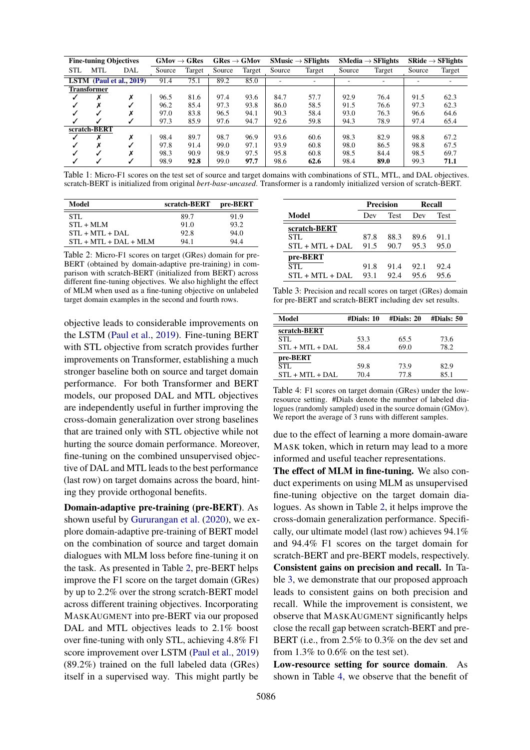| Fine-tuning Objectives | | | GMov → GRes | | GRes → GMov | | SMusic → SFlights | | SMedia → SFlights | | SRide → SFlights | |
|---|---|---|---|---|---|---|---|---|---|---|---|---|
| STL | MTL | DAL | Source | Target | Source | Target | Source | Target | Source | Target | Source | Target |
| **LSTM** (Paul et al., 2019) | | | 91.4 | 75.1 | 89.2 | 85.0 | - | - | - | - | - | - |
| **Transformer** | | | | | | | | | | | | |
| ✓ | ✗ | ✗ | 96.5 | 81.6 | 97.4 | 93.6 | 84.7 | 57.7 | 92.9 | 76.4 | 91.5 | 62.3 |
| ✓ | ✗ | ✓ | 96.2 | 85.4 | 97.3 | 93.8 | 86.0 | 58.5 | 91.5 | 76.6 | 97.3 | 62.3 |
| ✓ | ✓ | ✗ | 97.0 | 83.8 | 96.5 | 94.1 | 90.3 | 58.4 | 93.0 | 76.3 | 96.6 | 64.6 |
| ✓ | ✓ | ✓ | 97.3 | 85.9 | 97.6 | 94.7 | 92.6 | 59.8 | 94.3 | 78.9 | 97.4 | 65.4 |
| **scratch-BERT** | | | | | | | | | | | | |
| ✓ | ✗ | ✗ | 98.4 | 89.7 | 98.7 | 96.9 | 93.6 | 60.6 | 98.3 | 82.9 | 98.8 | 67.2 |
| ✓ | ✗ | ✓ | 97.8 | 91.4 | 99.0 | 97.1 | 93.9 | 60.8 | 98.0 | 86.5 | 98.8 | 67.5 |
| ✓ | ✓ | ✗ | 98.3 | 90.9 | 98.9 | 97.5 | 95.8 | 60.8 | 98.5 | 84.4 | 98.5 | 69.7 |
| ✓ | ✓ | ✓ | 98.9 | **92.8** | 99.0 | **97.7** | 98.6 | **62.6** | 98.4 | **89.0** | 99.3 | **71.1** |

Table 1: Micro-F1 scores on the test set of source and target domains with combinations of STL, MTL, and DAL objectives. scratch-BERT is initialized from original *bert-base-uncased*. Transformer is a randomly initialized version of scratch-BERT.

| Model | scratch-BERT | pre-BERT |
|---|---|---|
| STL | 89.7 | 91.9 |
| STL + MLM | 91.0 | 93.2 |
| STL + MTL + DAL | 92.8 | 94.0 |
| STL + MTL + DAL + MLM | 94.1 | 94.4 |

Table 2: Micro-F1 scores on target (GRes) domain for pre-BERT (obtained by domain-adaptive pre-training) in comparison with scratch-BERT (initialized from BERT) across different fine-tuning objectives. We also highlight the effect of MLM when used as a fine-tuning objective on unlabeled target domain examples in the second and fourth rows.

objective leads to considerable improvements on the LSTM (Paul et al., 2019). Fine-tuning BERT with STL objective from scratch provides further improvements on Transformer, establishing a much stronger baseline both on source and target domain performance. For both Transformer and BERT models, our proposed DAL and MTL objectives are independently useful in further improving the cross-domain generalization over strong baselines that are trained only with STL objective while not hurting the source domain performance. Moreover, fine-tuning on the combined unsupervised objective of DAL and MTL leads to the best performance (last row) on target domains across the board, hinting they provide orthogonal benefits.

**Domain-adaptive pre-training (pre-BERT).** As shown useful by Gururangan et al. (2020), we explore domain-adaptive pre-training of BERT model on the combination of source and target domain dialogues with MLM loss before fine-tuning it on the task. As presented in Table 2, pre-BERT helps improve the F1 score on the target domain (GRes) by up to 2.2% over the strong scratch-BERT model across different training objectives. Incorporating MASKAUGMENT into pre-BERT via our proposed DAL and MTL objectives leads to 2.1% boost over fine-tuning with only STL, achieving 4.8% F1 score improvement over LSTM (Paul et al., 2019) (89.2%) trained on the full labeled data (GRes) itself in a supervised way. This might partly be due to the effect of learning a more domain-aware MASK token, which in return may lead to a more informed and useful teacher representations.

| Model | Precision | | Recall | |
|---|---|---|---|---|
| | Dev | Test | Dev | Test |
| **scratch-BERT** | | | | |
| STL | 87.8 | 88.3 | 89.6 | 91.1 |
| STL + MTL + DAL | 91.5 | 90.7 | 95.3 | 95.0 |
| **pre-BERT** | | | | |
| STL | 91.8 | 91.4 | 92.1 | 92.4 |
| STL + MTL + DAL | 93.1 | 92.4 | 95.6 | 95.6 |

Table 3: Precision and recall scores on target (GRes) domain for pre-BERT and scratch-BERT including dev set results.

| Model | #Dials: 10 | #Dials: 20 | #Dials: 50 |
|---|---|---|---|
| **scratch-BERT** | | | |
| STL | 53.3 | 65.5 | 73.6 |
| STL + MTL + DAL | 58.4 | 69.0 | 78.2 |
| **pre-BERT** | | | |
| STL | 59.8 | 73.9 | 82.9 |
| STL + MTL + DAL | 70.4 | 77.8 | 85.1 |

Table 4: F1 scores on target domain (GRes) under the low-resource setting. #Dials denote the number of labeled dialogues (randomly sampled) used in the source domain (GMov). We report the average of 3 runs with different samples.

**The effect of MLM in fine-tuning.** We also conduct experiments on using MLM as unsupervised fine-tuning objective on the target domain dialogues. As shown in Table 2, it helps improve the cross-domain generalization performance. Specifically, our ultimate model (last row) achieves 94.1% and 94.4% F1 scores on the target domain for scratch-BERT and pre-BERT models, respectively.

**Consistent gains on precision and recall.** In Table 3, we demonstrate that our proposed approach leads to consistent gains on both precision and recall. While the improvement is consistent, we observe that MASKAUGMENT significantly helps close the recall gap between scratch-BERT and pre-BERT (i.e., from 2.5% to 0.3% on the dev set and from 1.3% to 0.6% on the test set).

**Low-resource setting for source domain.** As shown in Table 4, we observe that the benefit of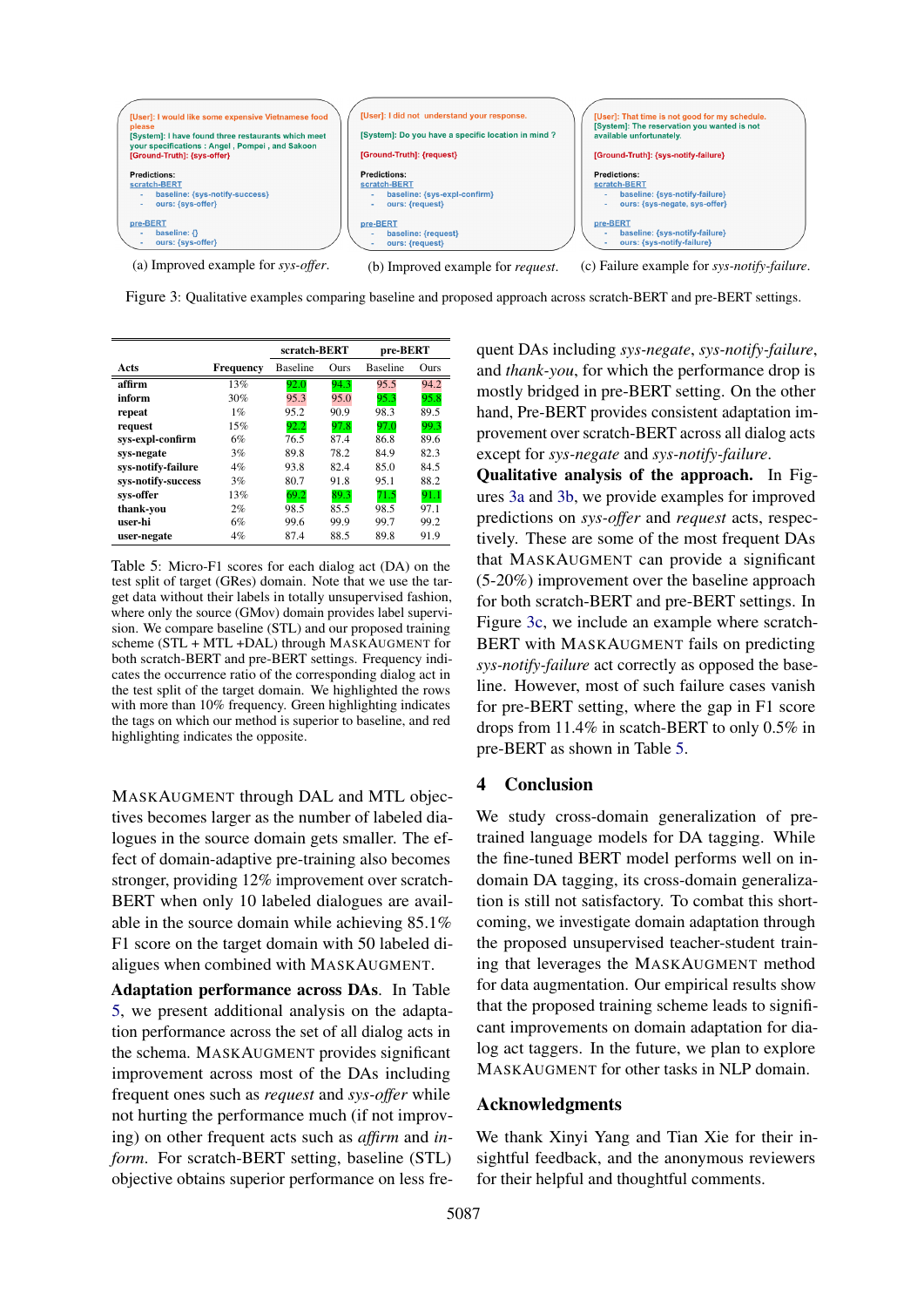[User]: I would like some expensive Vietnamese food please
[System]: I have found three restaurants which meet your specifications : Angel , Pompei , and Sakoon
[Ground-Truth]: {sys-offer}

Predictions:
scratch-BERT
- baseline: {sys-notify-success}
- ours: {sys-offer}

pre-BERT
- baseline: {}
- ours: {sys-offer}

(a) Improved example for *sys-offer*.

[User]: I did not understand your response.
[System]: Do you have a specific location in mind ?
[Ground-Truth]: {request}

Predictions:
scratch-BERT
- baseline: {sys-expl-confirm}
- ours: {request}

pre-BERT
- baseline: {request}
- ours: {request}

(b) Improved example for *request*.

[User]: That time is not good for my schedule.
[System]: The reservation you wanted is not available unfortunately.
[Ground-Truth]: {sys-notify-failure}

Predictions:
scratch-BERT
- baseline: {sys-notify-failure}
- ours: {sys-negate, sys-offer}

pre-BERT
- baseline: {sys-notify-failure}
- ours: {sys-notify-failure}

(c) Failure example for *sys-notify-failure*.

Figure 3: Qualitative examples comparing baseline and proposed approach across scratch-BERT and pre-BERT settings.

| | | scratch-BERT | | pre-BERT | |
|---|---|---|---|---|---|
| **Acts** | **Frequency** | Baseline | Ours | Baseline | Ours |
| **affirm** | 13% | 92.0 | 94.3 | 95.5 | 94.2 |
| **inform** | 30% | 95.3 | 95.0 | 95.3 | 95.8 |
| **repeat** | 1% | 95.2 | 90.9 | 98.3 | 89.5 |
| **request** | 15% | 92.2 | 97.8 | 97.0 | 99.3 |
| **sys-expl-confirm** | 6% | 76.5 | 87.4 | 86.8 | 89.6 |
| **sys-negate** | 3% | 89.8 | 78.2 | 84.9 | 82.3 |
| **sys-notify-failure** | 4% | 93.8 | 82.4 | 85.0 | 84.5 |
| **sys-notify-success** | 3% | 80.7 | 91.8 | 95.1 | 88.2 |
| **sys-offer** | 13% | 69.2 | 89.3 | 71.5 | 91.1 |
| **thank-you** | 2% | 98.5 | 85.5 | 98.5 | 97.1 |
| **user-hi** | 6% | 99.6 | 99.9 | 99.7 | 99.2 |
| **user-negate** | 4% | 87.4 | 88.5 | 89.8 | 91.9 |

Table 5: Micro-F1 scores for each dialog act (DA) on the test split of target (GRes) domain. Note that we use the target data without their labels in totally unsupervised fashion, where only the source (GMov) domain provides label supervision. We compare baseline (STL) and our proposed training scheme (STL + MTL +DAL) through MASKAUGMENT for both scratch-BERT and pre-BERT settings. Frequency indicates the occurrence ratio of the corresponding dialog act in the test split of the target domain. We highlighted the rows with more than 10% frequency. Green highlighting indicates the tags on which our method is superior to baseline, and red highlighting indicates the opposite.

MASKAUGMENT through DAL and MTL objectives becomes larger as the number of labeled dialogues in the source domain gets smaller. The effect of domain-adaptive pre-training also becomes stronger, providing 12% improvement over scratch-BERT when only 10 labeled dialogues are available in the source domain while achieving 85.1% F1 score on the target domain with 50 labeled dialigues when combined with MASKAUGMENT.

**Adaptation performance across DAs**. In Table 5, we present additional analysis on the adaptation performance across the set of all dialog acts in the schema. MASKAUGMENT provides significant improvement across most of the DAs including frequent ones such as *request* and *sys-offer* while not hurting the performance much (if not improving) on other frequent acts such as *affirm* and *inform*. For scratch-BERT setting, baseline (STL) objective obtains superior performance on less frequent DAs including *sys-negate*, *sys-notify-failure*, and *thank-you*, for which the performance drop is mostly bridged in pre-BERT setting. On the other hand, Pre-BERT provides consistent adaptation improvement over scratch-BERT across all dialog acts except for *sys-negate* and *sys-notify-failure*.

**Qualitative analysis of the approach.** In Figures 3a and 3b, we provide examples for improved predictions on *sys-offer* and *request* acts, respectively. These are some of the most frequent DAs that MASKAUGMENT can provide a significant (5-20%) improvement over the baseline approach for both scratch-BERT and pre-BERT settings. In Figure 3c, we include an example where scratch-BERT with MASKAUGMENT fails on predicting *sys-notify-failure* act correctly as opposed the baseline. However, most of such failure cases vanish for pre-BERT setting, where the gap in F1 score drops from 11.4% in scratch-BERT to only 0.5% in pre-BERT as shown in Table 5.

## 4 Conclusion

We study cross-domain generalization of pretrained language models for DA tagging. While the fine-tuned BERT model performs well on in-domain DA tagging, its cross-domain generalization is still not satisfactory. To combat this shortcoming, we investigate domain adaptation through the proposed unsupervised teacher-student training that leverages the MASKAUGMENT method for data augmentation. Our empirical results show that the proposed training scheme leads to significant improvements on domain adaptation for dialog act taggers. In the future, we plan to explore MASKAUGMENT for other tasks in NLP domain.

## Acknowledgments

We thank Xinyi Yang and Tian Xie for their insightful feedback, and the anonymous reviewers for their helpful and thoughtful comments.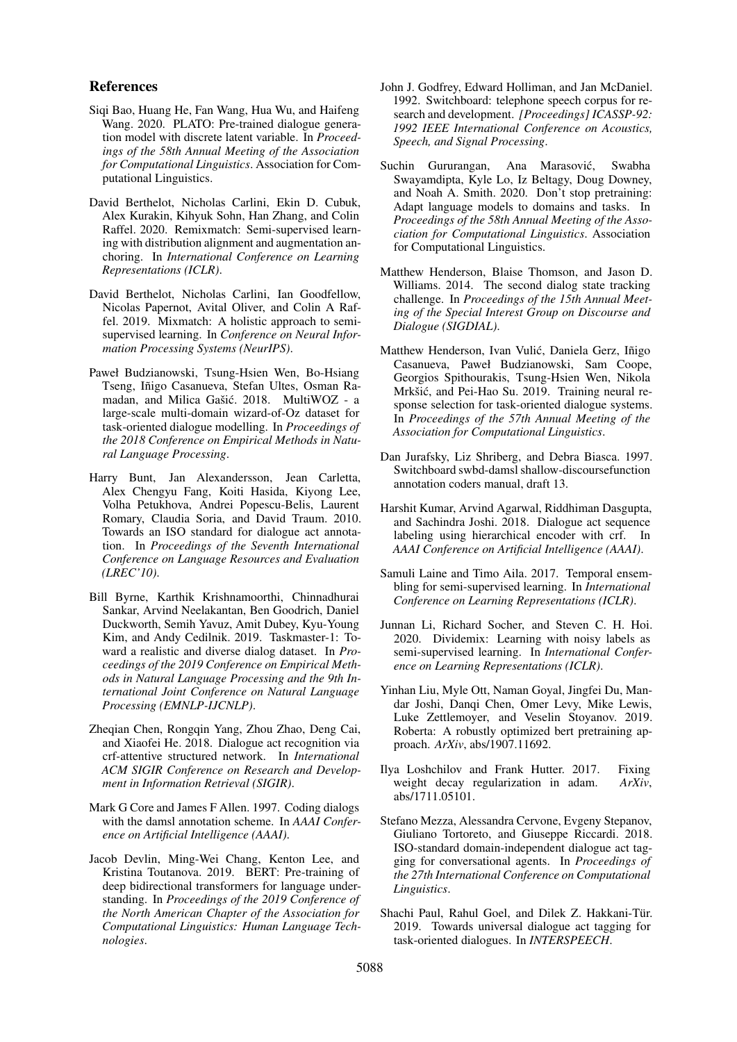## References

Siqi Bao, Huang He, Fan Wang, Hua Wu, and Haifeng Wang. 2020. PLATO: Pre-trained dialogue generation model with discrete latent variable. In *Proceedings of the 58th Annual Meeting of the Association for Computational Linguistics*. Association for Computational Linguistics.

David Berthelot, Nicholas Carlini, Ekin D. Cubuk, Alex Kurakin, Kihyuk Sohn, Han Zhang, and Colin Raffel. 2020. Remixmatch: Semi-supervised learning with distribution alignment and augmentation anchoring. In *International Conference on Learning Representations (ICLR)*.

David Berthelot, Nicholas Carlini, Ian Goodfellow, Nicolas Papernot, Avital Oliver, and Colin A Raffel. 2019. Mixmatch: A holistic approach to semi-supervised learning. In *Conference on Neural Information Processing Systems (NeurIPS)*.

Paweł Budzianowski, Tsung-Hsien Wen, Bo-Hsiang Tseng, Iñigo Casanueva, Stefan Ultes, Osman Ramadan, and Milica Gašić. 2018. MultiWOZ - a large-scale multi-domain wizard-of-Oz dataset for task-oriented dialogue modelling. In *Proceedings of the 2018 Conference on Empirical Methods in Natural Language Processing*.

Harry Bunt, Jan Alexandersson, Jean Carletta, Alex Chengyu Fang, Koiti Hasida, Kiyong Lee, Volha Petukhova, Andrei Popescu-Belis, Laurent Romary, Claudia Soria, and David Traum. 2010. Towards an ISO standard for dialogue act annotation. In *Proceedings of the Seventh International Conference on Language Resources and Evaluation (LREC'10)*.

Bill Byrne, Karthik Krishnamoorthi, Chinnadhurai Sankar, Arvind Neelakantan, Ben Goodrich, Daniel Duckworth, Semih Yavuz, Amit Dubey, Kyu-Young Kim, and Andy Cedilnik. 2019. Taskmaster-1: Toward a realistic and diverse dialog dataset. In *Proceedings of the 2019 Conference on Empirical Methods in Natural Language Processing and the 9th International Joint Conference on Natural Language Processing (EMNLP-IJCNLP)*.

Zheqian Chen, Rongqin Yang, Zhou Zhao, Deng Cai, and Xiaofei He. 2018. Dialogue act recognition via crf-attentive structured network. In *International ACM SIGIR Conference on Research and Development in Information Retrieval (SIGIR)*.

Mark G Core and James F Allen. 1997. Coding dialogs with the damsl annotation scheme. In *AAAI Conference on Artificial Intelligence (AAAI)*.

Jacob Devlin, Ming-Wei Chang, Kenton Lee, and Kristina Toutanova. 2019. BERT: Pre-training of deep bidirectional transformers for language understanding. In *Proceedings of the 2019 Conference of the North American Chapter of the Association for Computational Linguistics: Human Language Technologies*.

John J. Godfrey, Edward Holliman, and Jan McDaniel. 1992. Switchboard: telephone speech corpus for research and development. *[Proceedings] ICASSP-92: 1992 IEEE International Conference on Acoustics, Speech, and Signal Processing*.

Suchin Gururangan, Ana Marasović, Swabha Swayamdipta, Kyle Lo, Iz Beltagy, Doug Downey, and Noah A. Smith. 2020. Don't stop pretraining: Adapt language models to domains and tasks. In *Proceedings of the 58th Annual Meeting of the Association for Computational Linguistics*. Association for Computational Linguistics.

Matthew Henderson, Blaise Thomson, and Jason D. Williams. 2014. The second dialog state tracking challenge. In *Proceedings of the 15th Annual Meeting of the Special Interest Group on Discourse and Dialogue (SIGDIAL)*.

Matthew Henderson, Ivan Vulić, Daniela Gerz, Iñigo Casanueva, Paweł Budzianowski, Sam Coope, Georgios Spithourakis, Tsung-Hsien Wen, Nikola Mrkšić, and Pei-Hao Su. 2019. Training neural response selection for task-oriented dialogue systems. In *Proceedings of the 57th Annual Meeting of the Association for Computational Linguistics*.

Dan Jurafsky, Liz Shriberg, and Debra Biasca. 1997. Switchboard swbd-damsl shallow-discoursefunction annotation coders manual, draft 13.

Harshit Kumar, Arvind Agarwal, Riddhiman Dasgupta, and Sachindra Joshi. 2018. Dialogue act sequence labeling using hierarchical encoder with crf. In *AAAI Conference on Artificial Intelligence (AAAI)*.

Samuli Laine and Timo Aila. 2017. Temporal ensembling for semi-supervised learning. In *International Conference on Learning Representations (ICLR)*.

Junnan Li, Richard Socher, and Steven C. H. Hoi. 2020. Dividemix: Learning with noisy labels as semi-supervised learning. In *International Conference on Learning Representations (ICLR)*.

Yinhan Liu, Myle Ott, Naman Goyal, Jingfei Du, Mandar Joshi, Danqi Chen, Omer Levy, Mike Lewis, Luke Zettlemoyer, and Veselin Stoyanov. 2019. Roberta: A robustly optimized bert pretraining approach. *ArXiv*, abs/1907.11692.

Ilya Loshchilov and Frank Hutter. 2017. Fixing weight decay regularization in adam. *ArXiv*, abs/1711.05101.

Stefano Mezza, Alessandra Cervone, Evgeny Stepanov, Giuliano Tortoreto, and Giuseppe Riccardi. 2018. ISO-standard domain-independent dialogue act tagging for conversational agents. In *Proceedings of the 27th International Conference on Computational Linguistics*.

Shachi Paul, Rahul Goel, and Dilek Z. Hakkani-Tür. 2019. Towards universal dialogue act tagging for task-oriented dialogues. In *INTERSPEECH*.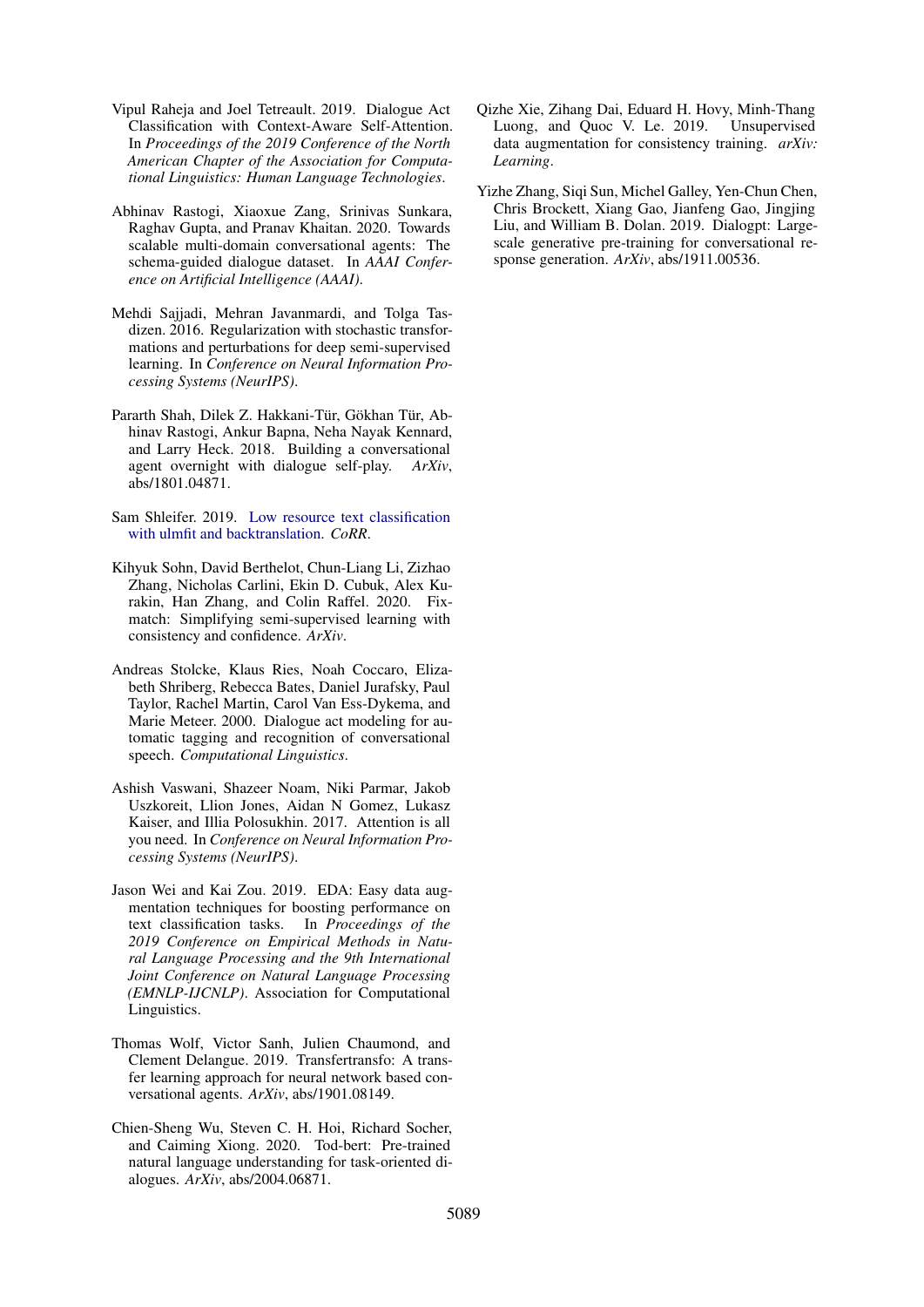Vipul Raheja and Joel Tetreault. 2019. Dialogue Act Classification with Context-Aware Self-Attention. In *Proceedings of the 2019 Conference of the North American Chapter of the Association for Computational Linguistics: Human Language Technologies*.

Abhinav Rastogi, Xiaoxue Zang, Srinivas Sunkara, Raghav Gupta, and Pranav Khaitan. 2020. Towards scalable multi-domain conversational agents: The schema-guided dialogue dataset. In *AAAI Conference on Artificial Intelligence (AAAI)*.

Mehdi Sajjadi, Mehran Javanmardi, and Tolga Tasdizen. 2016. Regularization with stochastic transformations and perturbations for deep semi-supervised learning. In *Conference on Neural Information Processing Systems (NeurIPS)*.

Pararth Shah, Dilek Z. Hakkani-Tür, Gökhan Tür, Abhinav Rastogi, Ankur Bapna, Neha Nayak Kennard, and Larry Heck. 2018. Building a conversational agent overnight with dialogue self-play. *ArXiv*, abs/1801.04871.

Sam Shleifer. 2019. Low resource text classification with ulmfit and backtranslation. *CoRR*.

Kihyuk Sohn, David Berthelot, Chun-Liang Li, Zizhao Zhang, Nicholas Carlini, Ekin D. Cubuk, Alex Kurakin, Han Zhang, and Colin Raffel. 2020. Fixmatch: Simplifying semi-supervised learning with consistency and confidence. *ArXiv*.

Andreas Stolcke, Klaus Ries, Noah Coccaro, Elizabeth Shriberg, Rebecca Bates, Daniel Jurafsky, Paul Taylor, Rachel Martin, Carol Van Ess-Dykema, and Marie Meteer. 2000. Dialogue act modeling for automatic tagging and recognition of conversational speech. *Computational Linguistics*.

Ashish Vaswani, Shazeer Noam, Niki Parmar, Jakob Uszkoreit, Llion Jones, Aidan N Gomez, Lukasz Kaiser, and Illia Polosukhin. 2017. Attention is all you need. In *Conference on Neural Information Processing Systems (NeurIPS)*.

Jason Wei and Kai Zou. 2019. EDA: Easy data augmentation techniques for boosting performance on text classification tasks. In *Proceedings of the 2019 Conference on Empirical Methods in Natural Language Processing and the 9th International Joint Conference on Natural Language Processing (EMNLP-IJCNLP)*. Association for Computational Linguistics.

Thomas Wolf, Victor Sanh, Julien Chaumond, and Clement Delangue. 2019. Transfertransfo: A transfer learning approach for neural network based conversational agents. *ArXiv*, abs/1901.08149.

Chien-Sheng Wu, Steven C. H. Hoi, Richard Socher, and Caiming Xiong. 2020. Tod-bert: Pre-trained natural language understanding for task-oriented dialogues. *ArXiv*, abs/2004.06871.

Qizhe Xie, Zihang Dai, Eduard H. Hovy, Minh-Thang Luong, and Quoc V. Le. 2019. Unsupervised data augmentation for consistency training. *arXiv: Learning*.

Yizhe Zhang, Siqi Sun, Michel Galley, Yen-Chun Chen, Chris Brockett, Xiang Gao, Jianfeng Gao, Jingjing Liu, and William B. Dolan. 2019. Dialogpt: Large-scale generative pre-training for conversational response generation. *ArXiv*, abs/1911.00536.